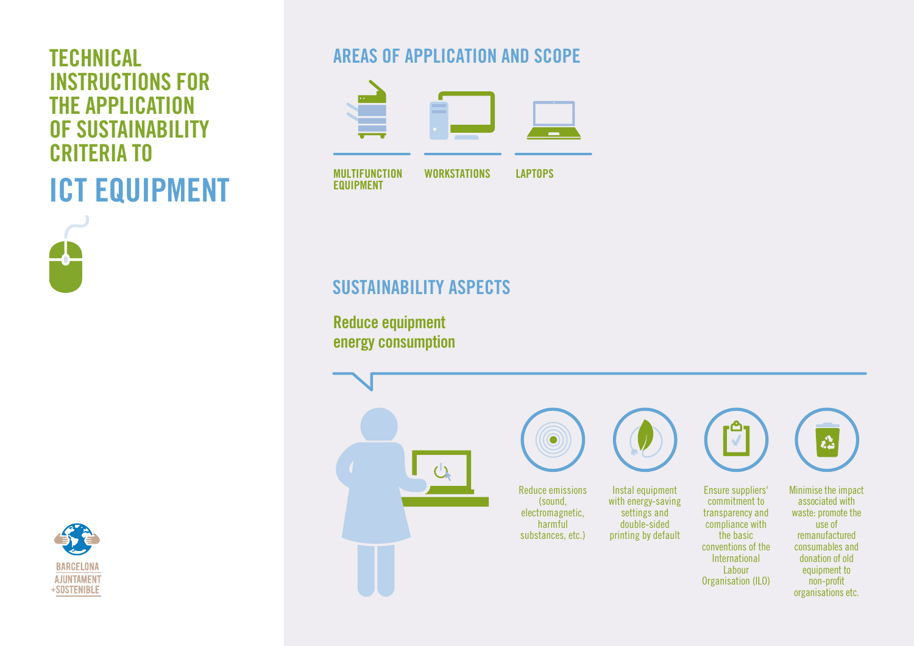# TECHNICAL INSTRUCTIONS FOR THE APPLICATION OF SUSTAINABILITY CRITERIA TO

# ICT EQUIPMENT

BARCELONA AJUNTAMENT +SOSTENIBLE

## AREAS OF APPLICATION AND SCOPE

- MULTIFUNCTION EQUIPMENT
- WORKSTATIONS
- LAPTOPS

## SUSTAINABILITY ASPECTS

### Reduce equipment energy consumption

- Reduce emissions (sound, electromagnetic, harmful substances, etc.)
- Instal equipment with energy-saving settings and double-sided printing by default
- Ensure suppliers' commitment to transparency and compliance with the basic conventions of the International Labour Organisation (ILO)
- Minimise the impact associated with waste: promote the use of remanufactured consumables and donation of old equipment to non-profit organisations etc.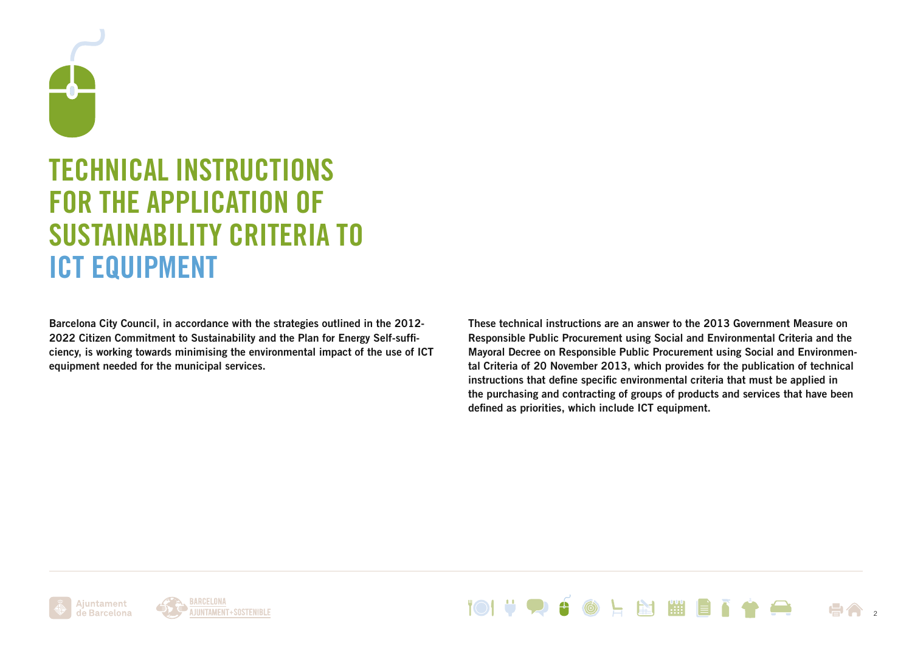# TECHNICAL INSTRUCTIONS FOR THE APPLICATION OF SUSTAINABILITY CRITERIA TO ICT EQUIPMENT

**Barcelona City Council, in accordance with the strategies outlined in the 2012-2022 Citizen Commitment to Sustainability and the Plan for Energy Self-sufficiency, is working towards minimising the environmental impact of the use of ICT equipment needed for the municipal services.**

**These technical instructions are an answer to the 2013 Government Measure on Responsible Public Procurement using Social and Environmental Criteria and the Mayoral Decree on Responsible Public Procurement using Social and Environmental Criteria of 20 November 2013, which provides for the publication of technical instructions that define specific environmental criteria that must be applied in the purchasing and contracting of groups of products and services that have been defined as priorities, which include ICT equipment.**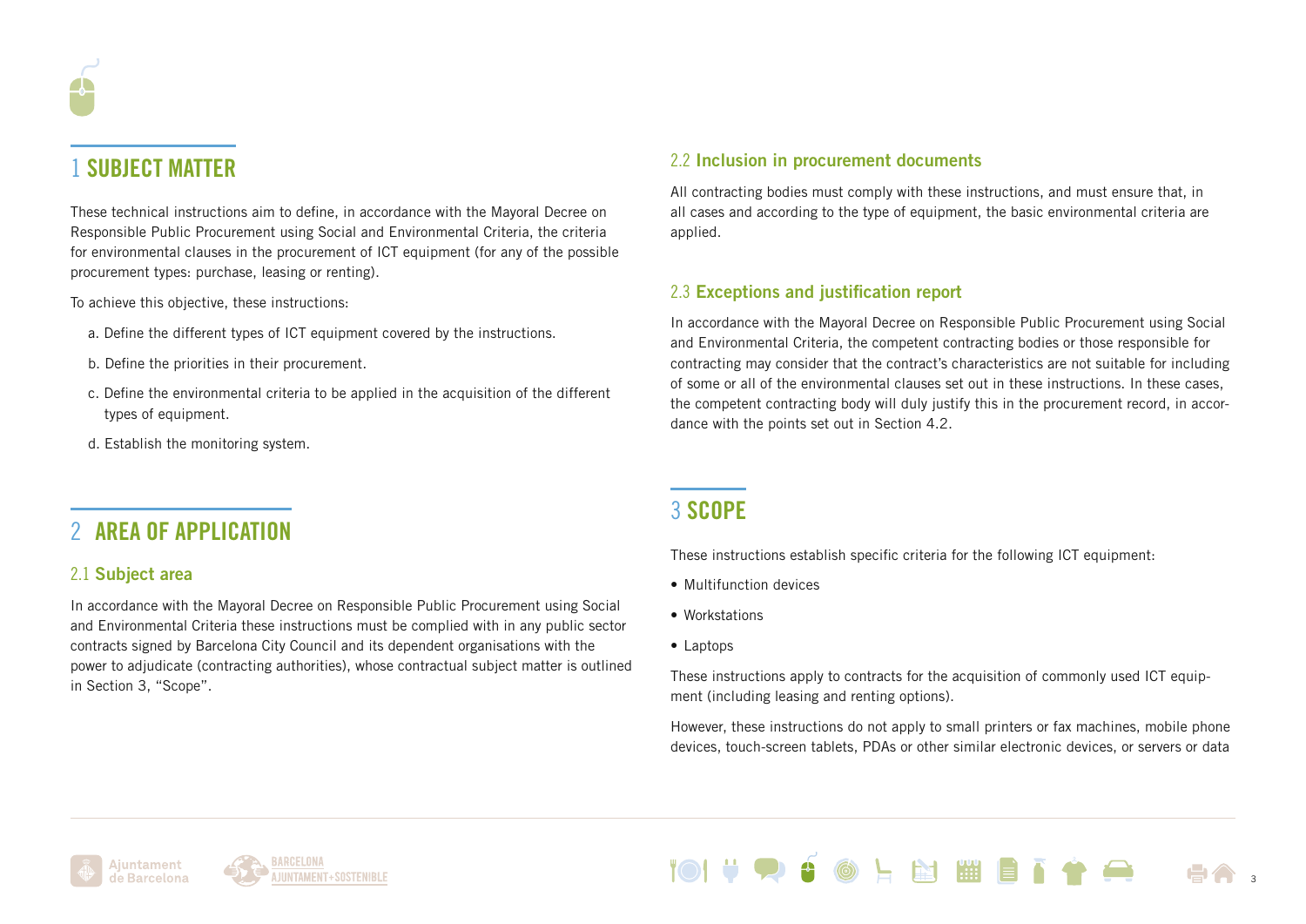# 1 SUBJECT MATTER

These technical instructions aim to define, in accordance with the Mayoral Decree on Responsible Public Procurement using Social and Environmental Criteria, the criteria for environmental clauses in the procurement of ICT equipment (for any of the possible procurement types: purchase, leasing or renting).

To achieve this objective, these instructions:

a. Define the different types of ICT equipment covered by the instructions.

b. Define the priorities in their procurement.

c. Define the environmental criteria to be applied in the acquisition of the different types of equipment.

d. Establish the monitoring system.

# 2 AREA OF APPLICATION

## 2.1 Subject area

In accordance with the Mayoral Decree on Responsible Public Procurement using Social and Environmental Criteria these instructions must be complied with in any public sector contracts signed by Barcelona City Council and its dependent organisations with the power to adjudicate (contracting authorities), whose contractual subject matter is outlined in Section 3, "Scope".

## 2.2 Inclusion in procurement documents

All contracting bodies must comply with these instructions, and must ensure that, in all cases and according to the type of equipment, the basic environmental criteria are applied.

## 2.3 Exceptions and justification report

In accordance with the Mayoral Decree on Responsible Public Procurement using Social and Environmental Criteria, the competent contracting bodies or those responsible for contracting may consider that the contract's characteristics are not suitable for including of some or all of the environmental clauses set out in these instructions. In these cases, the competent contracting body will duly justify this in the procurement record, in accordance with the points set out in Section 4.2.

# 3 SCOPE

These instructions establish specific criteria for the following ICT equipment:

- Multifunction devices
- Workstations
- Laptops

These instructions apply to contracts for the acquisition of commonly used ICT equipment (including leasing and renting options).

However, these instructions do not apply to small printers or fax machines, mobile phone devices, touch-screen tablets, PDAs or other similar electronic devices, or servers or data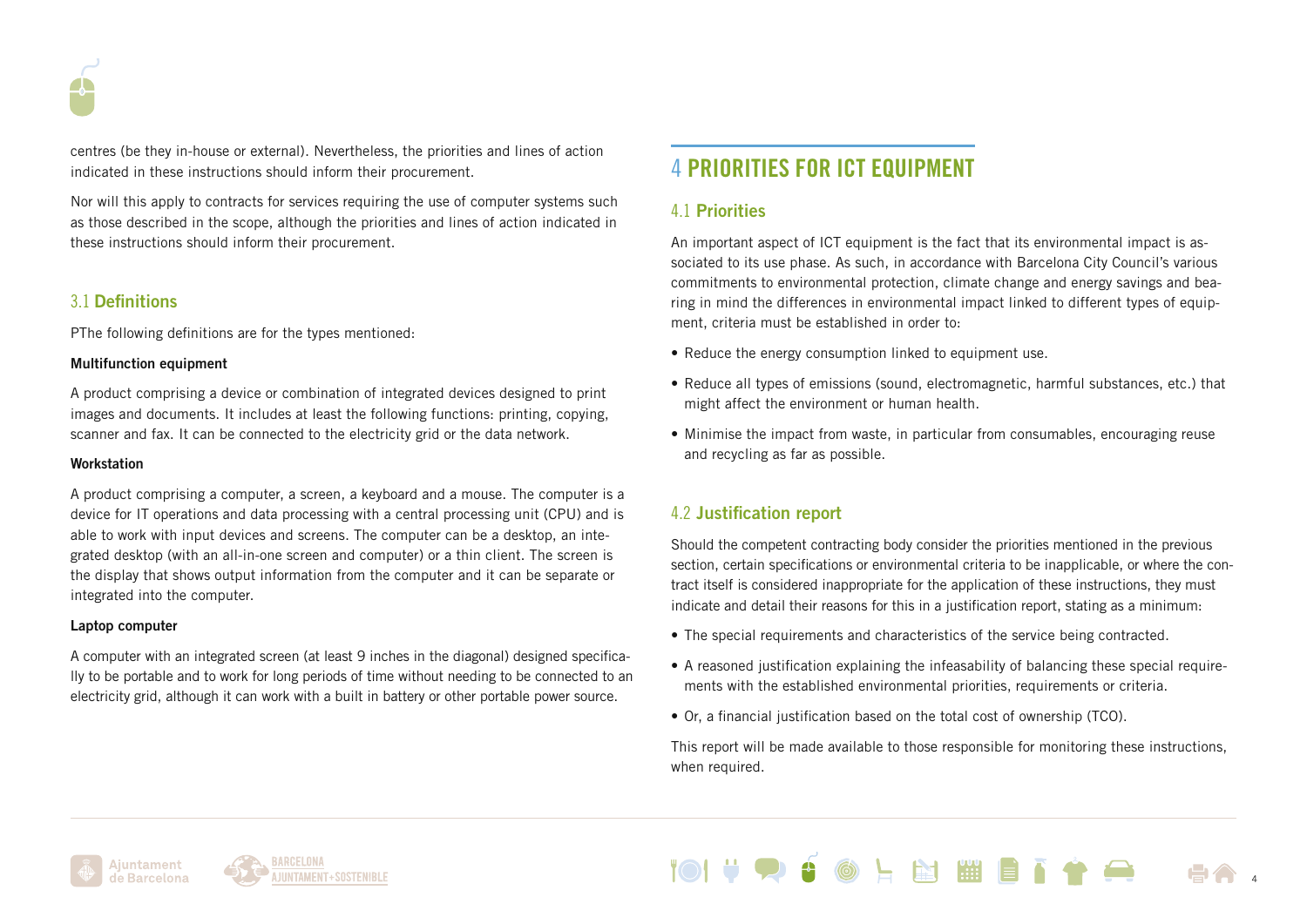centres (be they in-house or external). Nevertheless, the priorities and lines of action indicated in these instructions should inform their procurement.

Nor will this apply to contracts for services requiring the use of computer systems such as those described in the scope, although the priorities and lines of action indicated in these instructions should inform their procurement.

## 3.1 Definitions

PThe following definitions are for the types mentioned:

**Multifunction equipment**

A product comprising a device or combination of integrated devices designed to print images and documents. It includes at least the following functions: printing, copying, scanner and fax. It can be connected to the electricity grid or the data network.

**Workstation**

A product comprising a computer, a screen, a keyboard and a mouse. The computer is a device for IT operations and data processing with a central processing unit (CPU) and is able to work with input devices and screens. The computer can be a desktop, an integrated desktop (with an all-in-one screen and computer) or a thin client. The screen is the display that shows output information from the computer and it can be separate or integrated into the computer.

**Laptop computer**

A computer with an integrated screen (at least 9 inches in the diagonal) designed specifically to be portable and to work for long periods of time without needing to be connected to an electricity grid, although it can work with a built in battery or other portable power source.

# 4 PRIORITIES FOR ICT EQUIPMENT

## 4.1 Priorities

An important aspect of ICT equipment is the fact that its environmental impact is associated to its use phase. As such, in accordance with Barcelona City Council's various commitments to environmental protection, climate change and energy savings and bearing in mind the differences in environmental impact linked to different types of equipment, criteria must be established in order to:

- Reduce the energy consumption linked to equipment use.
- Reduce all types of emissions (sound, electromagnetic, harmful substances, etc.) that might affect the environment or human health.
- Minimise the impact from waste, in particular from consumables, encouraging reuse and recycling as far as possible.

## 4.2 Justification report

Should the competent contracting body consider the priorities mentioned in the previous section, certain specifications or environmental criteria to be inapplicable, or where the contract itself is considered inappropriate for the application of these instructions, they must indicate and detail their reasons for this in a justification report, stating as a minimum:

- The special requirements and characteristics of the service being contracted.
- A reasoned justification explaining the infeasability of balancing these special requirements with the established environmental priorities, requirements or criteria.
- Or, a financial justification based on the total cost of ownership (TCO).

This report will be made available to those responsible for monitoring these instructions, when required.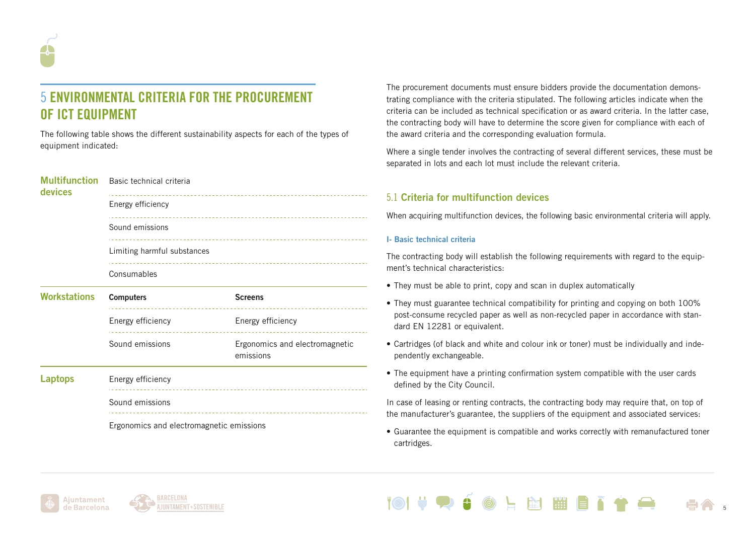# 5 ENVIRONMENTAL CRITERIA FOR THE PROCUREMENT OF ICT EQUIPMENT

The following table shows the different sustainability aspects for each of the types of equipment indicated:

| | | |
|---|---|---|
| **Multifunction devices** | Basic technical criteria | |
| | Energy efficiency | |
| | Sound emissions | |
| | Limiting harmful substances | |
| | Consumables | |
| **Workstations** | **Computers** | **Screens** |
| | Energy efficiency | Energy efficiency |
| | Sound emissions | Ergonomics and electromagnetic emissions |
| **Laptops** | Energy efficiency | |
| | Sound emissions | |
| | Ergonomics and electromagnetic emissions | |

The procurement documents must ensure bidders provide the documentation demonstrating compliance with the criteria stipulated. The following articles indicate when the criteria can be included as technical specification or as award criteria. In the latter case, the contracting body will have to determine the score given for compliance with each of the award criteria and the corresponding evaluation formula.

Where a single tender involves the contracting of several different services, these must be separated in lots and each lot must include the relevant criteria.

## 5.1 Criteria for multifunction devices

When acquiring multifunction devices, the following basic environmental criteria will apply.

### I- Basic technical criteria

The contracting body will establish the following requirements with regard to the equipment's technical characteristics:

- They must be able to print, copy and scan in duplex automatically
- They must guarantee technical compatibility for printing and copying on both 100% post-consume recycled paper as well as non-recycled paper in accordance with standard EN 12281 or equivalent.
- Cartridges (of black and white and colour ink or toner) must be individually and independently exchangeable.
- The equipment have a printing confirmation system compatible with the user cards defined by the City Council.

In case of leasing or renting contracts, the contracting body may require that, on top of the manufacturer's guarantee, the suppliers of the equipment and associated services:

- Guarantee the equipment is compatible and works correctly with remanufactured toner cartridges.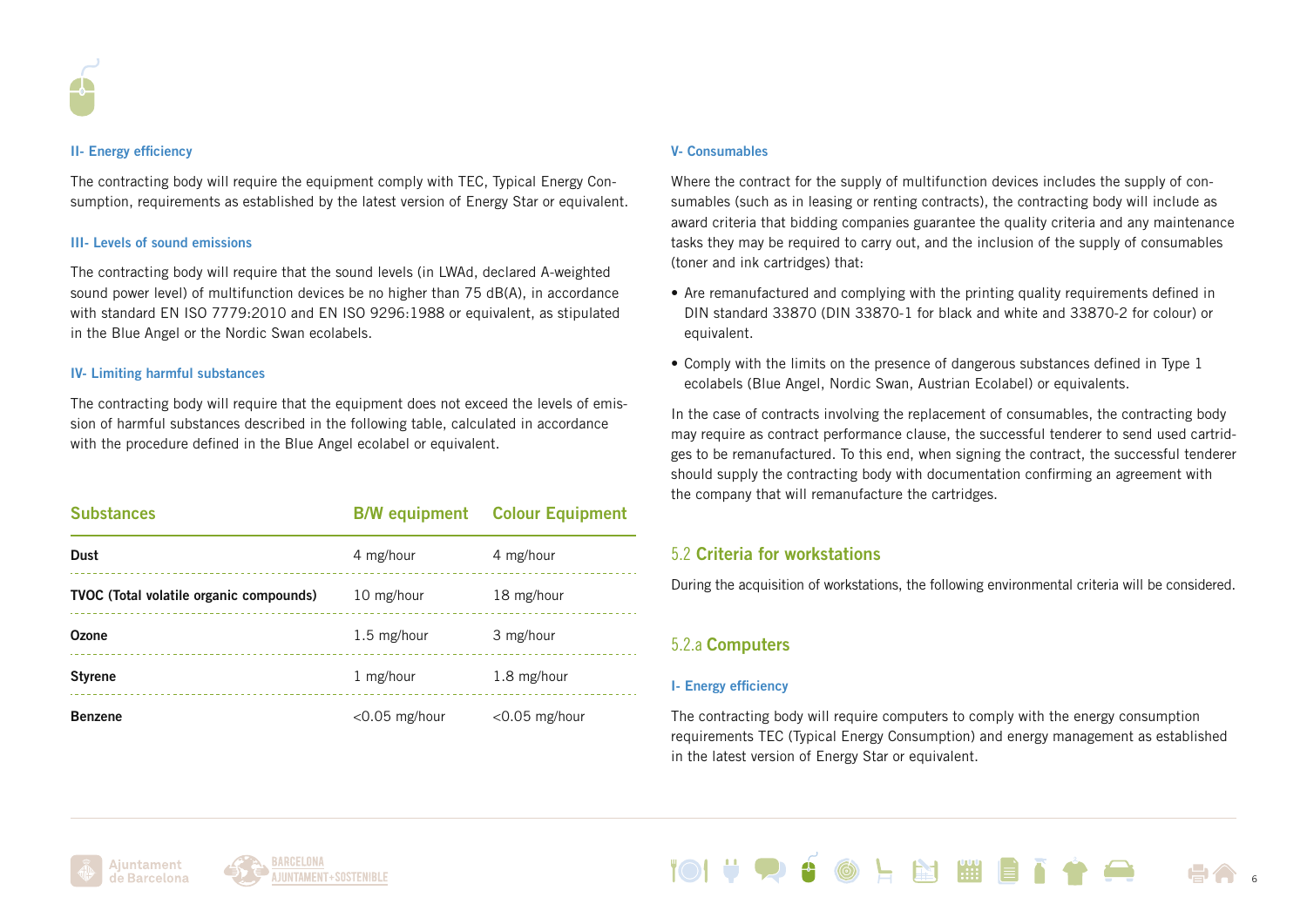#### II- Energy efficiency

The contracting body will require the equipment comply with TEC, Typical Energy Consumption, requirements as established by the latest version of Energy Star or equivalent.

#### III- Levels of sound emissions

The contracting body will require that the sound levels (in LWAd, declared A-weighted sound power level) of multifunction devices be no higher than 75 dB(A), in accordance with standard EN ISO 7779:2010 and EN ISO 9296:1988 or equivalent, as stipulated in the Blue Angel or the Nordic Swan ecolabels.

#### IV- Limiting harmful substances

The contracting body will require that the equipment does not exceed the levels of emission of harmful substances described in the following table, calculated in accordance with the procedure defined in the Blue Angel ecolabel or equivalent.

| Substances | B/W equipment | Colour Equipment |
|---|---|---|
| **Dust** | 4 mg/hour | 4 mg/hour |
| **TVOC (Total volatile organic compounds)** | 10 mg/hour | 18 mg/hour |
| **Ozone** | 1.5 mg/hour | 3 mg/hour |
| **Styrene** | 1 mg/hour | 1.8 mg/hour |
| **Benzene** | <0.05 mg/hour | <0.05 mg/hour |

#### V- Consumables

Where the contract for the supply of multifunction devices includes the supply of consumables (such as in leasing or renting contracts), the contracting body will include as award criteria that bidding companies guarantee the quality criteria and any maintenance tasks they may be required to carry out, and the inclusion of the supply of consumables (toner and ink cartridges) that:

- Are remanufactured and complying with the printing quality requirements defined in DIN standard 33870 (DIN 33870-1 for black and white and 33870-2 for colour) or equivalent.
- Comply with the limits on the presence of dangerous substances defined in Type 1 ecolabels (Blue Angel, Nordic Swan, Austrian Ecolabel) or equivalents.

In the case of contracts involving the replacement of consumables, the contracting body may require as contract performance clause, the successful tenderer to send used cartridges to be remanufactured. To this end, when signing the contract, the successful tenderer should supply the contracting body with documentation confirming an agreement with the company that will remanufacture the cartridges.

## 5.2 Criteria for workstations

During the acquisition of workstations, the following environmental criteria will be considered.

### 5.2.a Computers

#### I- Energy efficiency

The contracting body will require computers to comply with the energy consumption requirements TEC (Typical Energy Consumption) and energy management as established in the latest version of Energy Star or equivalent.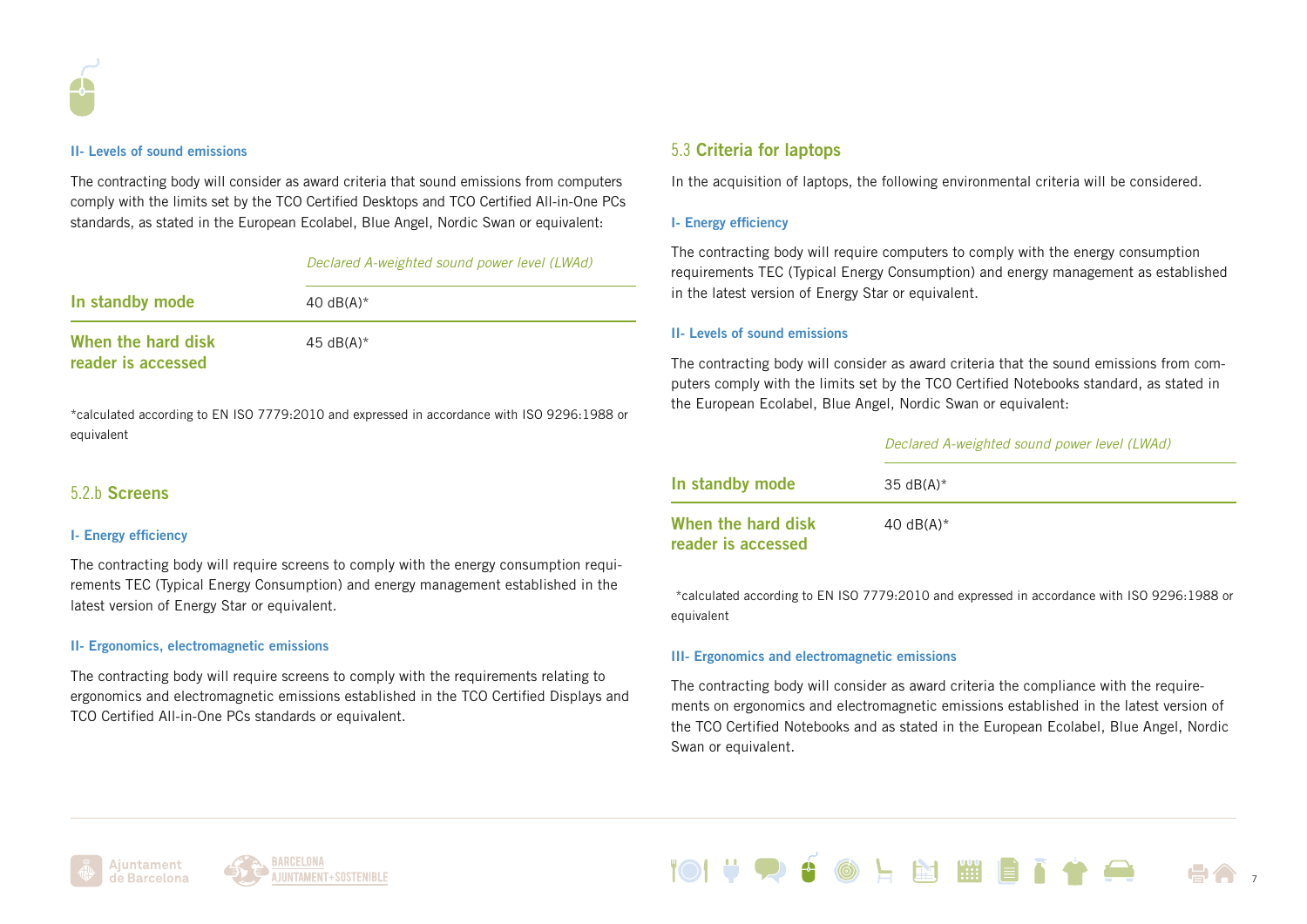#### II- Levels of sound emissions

The contracting body will consider as award criteria that sound emissions from computers comply with the limits set by the TCO Certified Desktops and TCO Certified All-in-One PCs standards, as stated in the European Ecolabel, Blue Angel, Nordic Swan or equivalent:

| | *Declared A-weighted sound power level (LWAd)* |
|---|---|
| **In standby mode** | 40 dB(A)* |
| **When the hard disk reader is accessed** | 45 dB(A)* |

*calculated according to EN ISO 7779:2010 and expressed in accordance with ISO 9296:1988 or equivalent

### 5.2.b Screens

#### I- Energy efficiency

The contracting body will require screens to comply with the energy consumption requirements TEC (Typical Energy Consumption) and energy management established in the latest version of Energy Star or equivalent.

#### II- Ergonomics, electromagnetic emissions

The contracting body will require screens to comply with the requirements relating to ergonomics and electromagnetic emissions established in the TCO Certified Displays and TCO Certified All-in-One PCs standards or equivalent.

## 5.3 Criteria for laptops

In the acquisition of laptops, the following environmental criteria will be considered.

#### I- Energy efficiency

The contracting body will require computers to comply with the energy consumption requirements TEC (Typical Energy Consumption) and energy management as established in the latest version of Energy Star or equivalent.

#### II- Levels of sound emissions

The contracting body will consider as award criteria that the sound emissions from computers comply with the limits set by the TCO Certified Notebooks standard, as stated in the European Ecolabel, Blue Angel, Nordic Swan or equivalent:

| | *Declared A-weighted sound power level (LWAd)* |
|---|---|
| **In standby mode** | 35 dB(A)* |
| **When the hard disk reader is accessed** | 40 dB(A)* |

*calculated according to EN ISO 7779:2010 and expressed in accordance with ISO 9296:1988 or equivalent

#### III- Ergonomics and electromagnetic emissions

The contracting body will consider as award criteria the compliance with the requirements on ergonomics and electromagnetic emissions established in the latest version of the TCO Certified Notebooks and as stated in the European Ecolabel, Blue Angel, Nordic Swan or equivalent.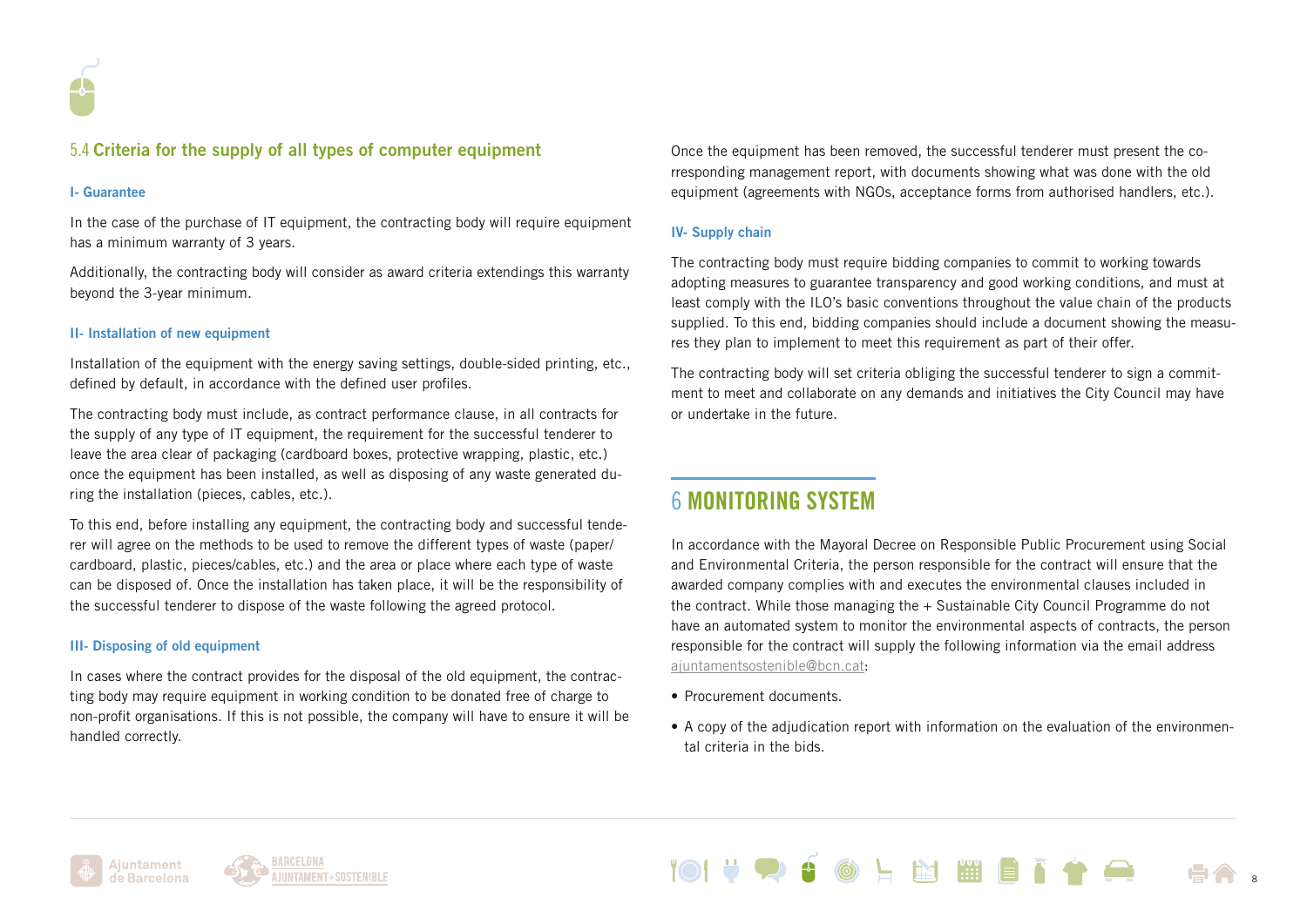## 5.4 Criteria for the supply of all types of computer equipment

### I- Guarantee

In the case of the purchase of IT equipment, the contracting body will require equipment has a minimum warranty of 3 years.

Additionally, the contracting body will consider as award criteria extendings this warranty beyond the 3-year minimum.

### II- Installation of new equipment

Installation of the equipment with the energy saving settings, double-sided printing, etc., defined by default, in accordance with the defined user profiles.

The contracting body must include, as contract performance clause, in all contracts for the supply of any type of IT equipment, the requirement for the successful tenderer to leave the area clear of packaging (cardboard boxes, protective wrapping, plastic, etc.) once the equipment has been installed, as well as disposing of any waste generated during the installation (pieces, cables, etc.).

To this end, before installing any equipment, the contracting body and successful tenderer will agree on the methods to be used to remove the different types of waste (paper/cardboard, plastic, pieces/cables, etc.) and the area or place where each type of waste can be disposed of. Once the installation has taken place, it will be the responsibility of the successful tenderer to dispose of the waste following the agreed protocol.

### III- Disposing of old equipment

In cases where the contract provides for the disposal of the old equipment, the contracting body may require equipment in working condition to be donated free of charge to non-profit organisations. If this is not possible, the company will have to ensure it will be handled correctly.

Once the equipment has been removed, the successful tenderer must present the corresponding management report, with documents showing what was done with the old equipment (agreements with NGOs, acceptance forms from authorised handlers, etc.).

### IV- Supply chain

The contracting body must require bidding companies to commit to working towards adopting measures to guarantee transparency and good working conditions, and must at least comply with the ILO's basic conventions throughout the value chain of the products supplied. To this end, bidding companies should include a document showing the measures they plan to implement to meet this requirement as part of their offer.

The contracting body will set criteria obliging the successful tenderer to sign a commitment to meet and collaborate on any demands and initiatives the City Council may have or undertake in the future.

# 6 MONITORING SYSTEM

In accordance with the Mayoral Decree on Responsible Public Procurement using Social and Environmental Criteria, the person responsible for the contract will ensure that the awarded company complies with and executes the environmental clauses included in the contract. While those managing the + Sustainable City Council Programme do not have an automated system to monitor the environmental aspects of contracts, the person responsible for the contract will supply the following information via the email address ajuntamentsostenible@bcn.cat:

- Procurement documents.
- A copy of the adjudication report with information on the evaluation of the environmental criteria in the bids.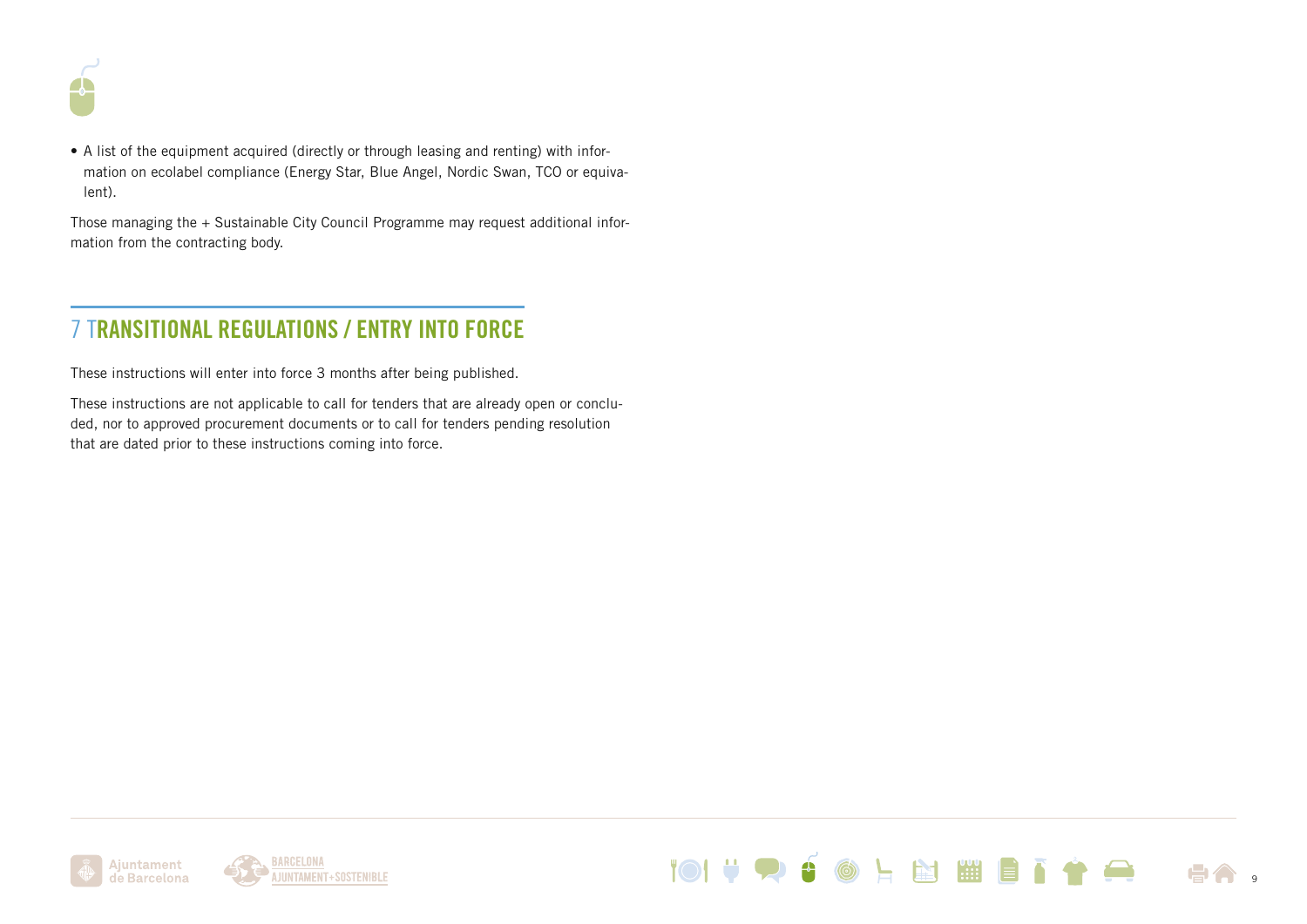- A list of the equipment acquired (directly or through leasing and renting) with information on ecolabel compliance (Energy Star, Blue Angel, Nordic Swan, TCO or equivalent).

Those managing the + Sustainable City Council Programme may request additional information from the contracting body.

## 7 TRANSITIONAL REGULATIONS / ENTRY INTO FORCE

These instructions will enter into force 3 months after being published.

These instructions are not applicable to call for tenders that are already open or concluded, nor to approved procurement documents or to call for tenders pending resolution that are dated prior to these instructions coming into force.